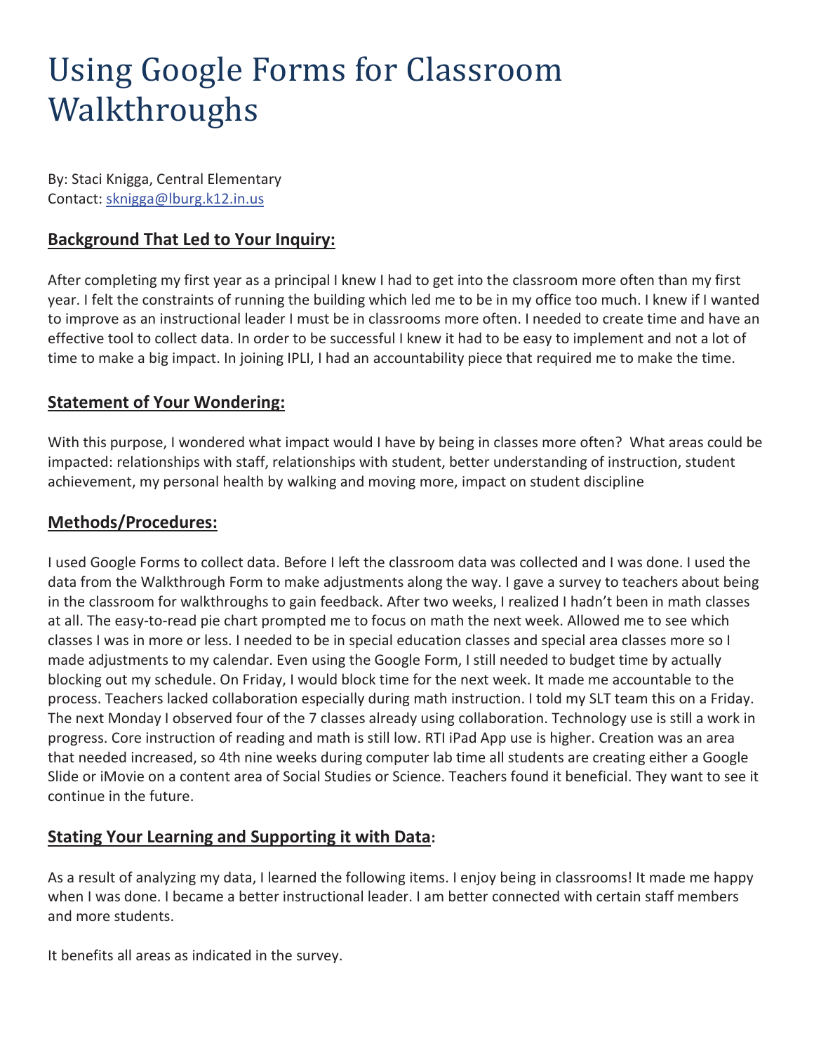# Using Google Forms for Classroom Walkthroughs

By: Staci Knigga, Central Elementary
Contact: sknigga@lburg.k12.in.us

## Background That Led to Your Inquiry:

After completing my first year as a principal I knew I had to get into the classroom more often than my first year. I felt the constraints of running the building which led me to be in my office too much. I knew if I wanted to improve as an instructional leader I must be in classrooms more often. I needed to create time and have an effective tool to collect data. In order to be successful I knew it had to be easy to implement and not a lot of time to make a big impact. In joining IPLI, I had an accountability piece that required me to make the time.

## Statement of Your Wondering:

With this purpose, I wondered what impact would I have by being in classes more often? What areas could be impacted: relationships with staff, relationships with student, better understanding of instruction, student achievement, my personal health by walking and moving more, impact on student discipline

## Methods/Procedures:

I used Google Forms to collect data. Before I left the classroom data was collected and I was done. I used the data from the Walkthrough Form to make adjustments along the way. I gave a survey to teachers about being in the classroom for walkthroughs to gain feedback. After two weeks, I realized I hadn't been in math classes at all. The easy-to-read pie chart prompted me to focus on math the next week. Allowed me to see which classes I was in more or less. I needed to be in special education classes and special area classes more so I made adjustments to my calendar. Even using the Google Form, I still needed to budget time by actually blocking out my schedule. On Friday, I would block time for the next week. It made me accountable to the process. Teachers lacked collaboration especially during math instruction. I told my SLT team this on a Friday. The next Monday I observed four of the 7 classes already using collaboration. Technology use is still a work in progress. Core instruction of reading and math is still low. RTI iPad App use is higher. Creation was an area that needed increased, so 4th nine weeks during computer lab time all students are creating either a Google Slide or iMovie on a content area of Social Studies or Science. Teachers found it beneficial. They want to see it continue in the future.

## Stating Your Learning and Supporting it with Data:

As a result of analyzing my data, I learned the following items. I enjoy being in classrooms! It made me happy when I was done. I became a better instructional leader. I am better connected with certain staff members and more students.

It benefits all areas as indicated in the survey.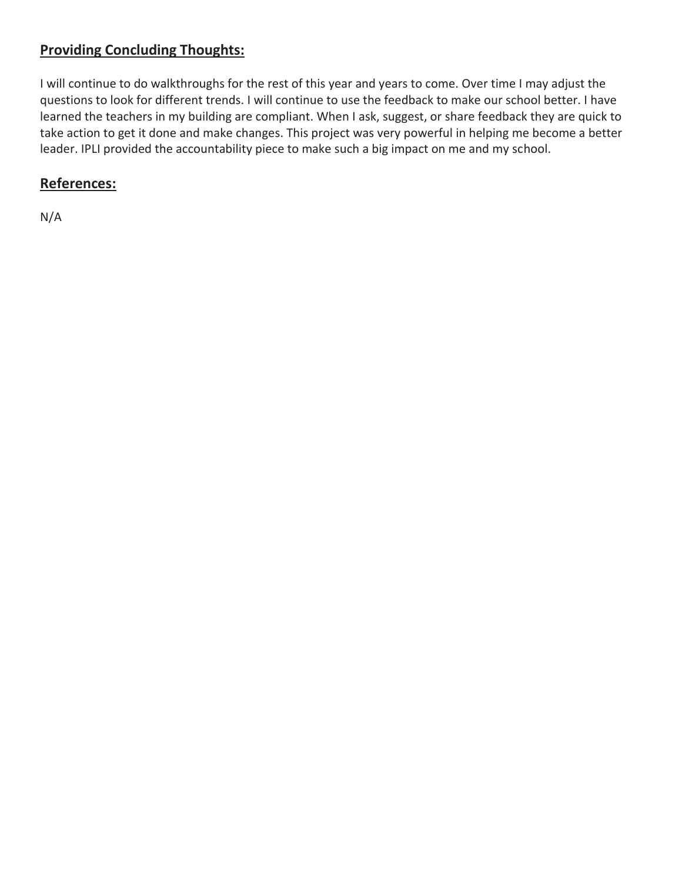## **Providing Concluding Thoughts:**

I will continue to do walkthroughs for the rest of this year and years to come. Over time I may adjust the questions to look for different trends. I will continue to use the feedback to make our school better. I have learned the teachers in my building are compliant. When I ask, suggest, or share feedback they are quick to take action to get it done and make changes. This project was very powerful in helping me become a better leader. IPLI provided the accountability piece to make such a big impact on me and my school.

## **References:**

N/A